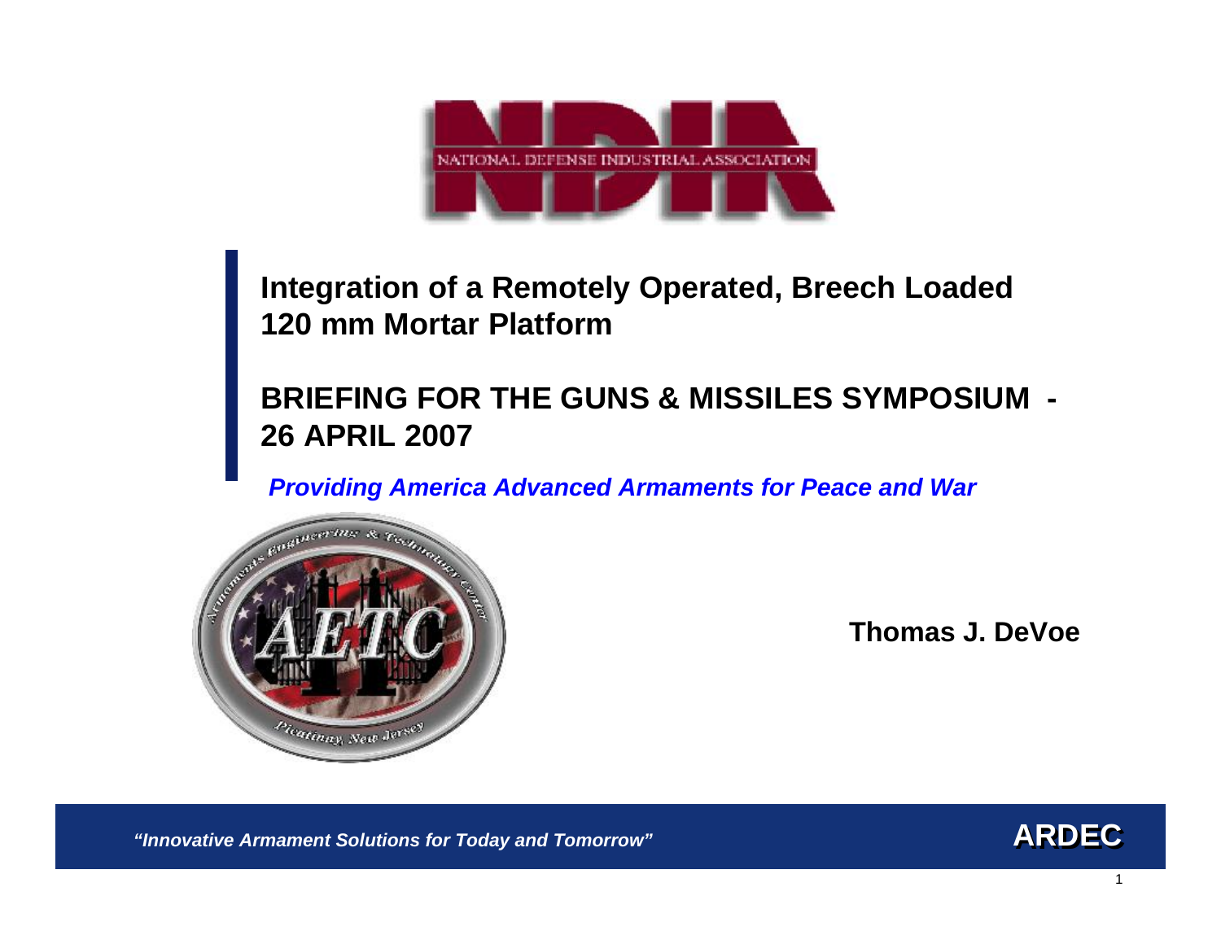NDIA

NATIONAL DEFENSE INDUSTRIAL ASSOCIATION

# Integration of a Remotely Operated, Breech Loaded 120 mm Mortar Platform

## BRIEFING FOR THE GUNS & MISSILES SYMPOSIUM - 26 APRIL 2007

***Providing America Advanced Armaments for Peace and War***

Armaments Engineering & Technology Center

AETC

Picatinny, New Jersey

**Thomas J. DeVoe**

***"Innovative Armament Solutions for Today and Tomorrow"***

**ARDEC**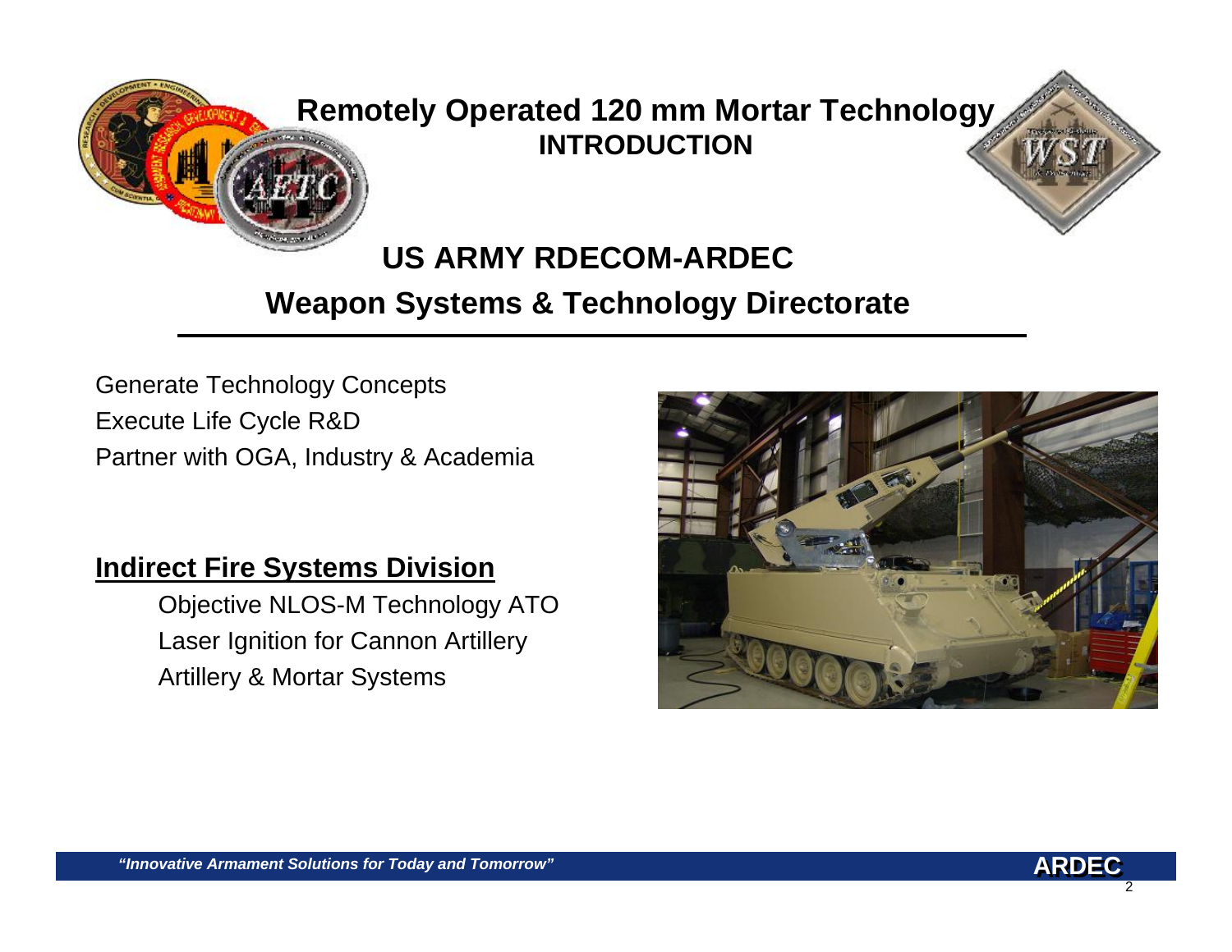# Remotely Operated 120 mm Mortar Technology

## INTRODUCTION

## US ARMY RDECOM-ARDEC

## Weapon Systems & Technology Directorate

Generate Technology Concepts
Execute Life Cycle R&D
Partner with OGA, Industry & Academia

**Indirect Fire Systems Division**

- Objective NLOS-M Technology ATO
- Laser Ignition for Cannon Artillery
- Artillery & Mortar Systems

*"Innovative Armament Solutions for Today and Tomorrow"*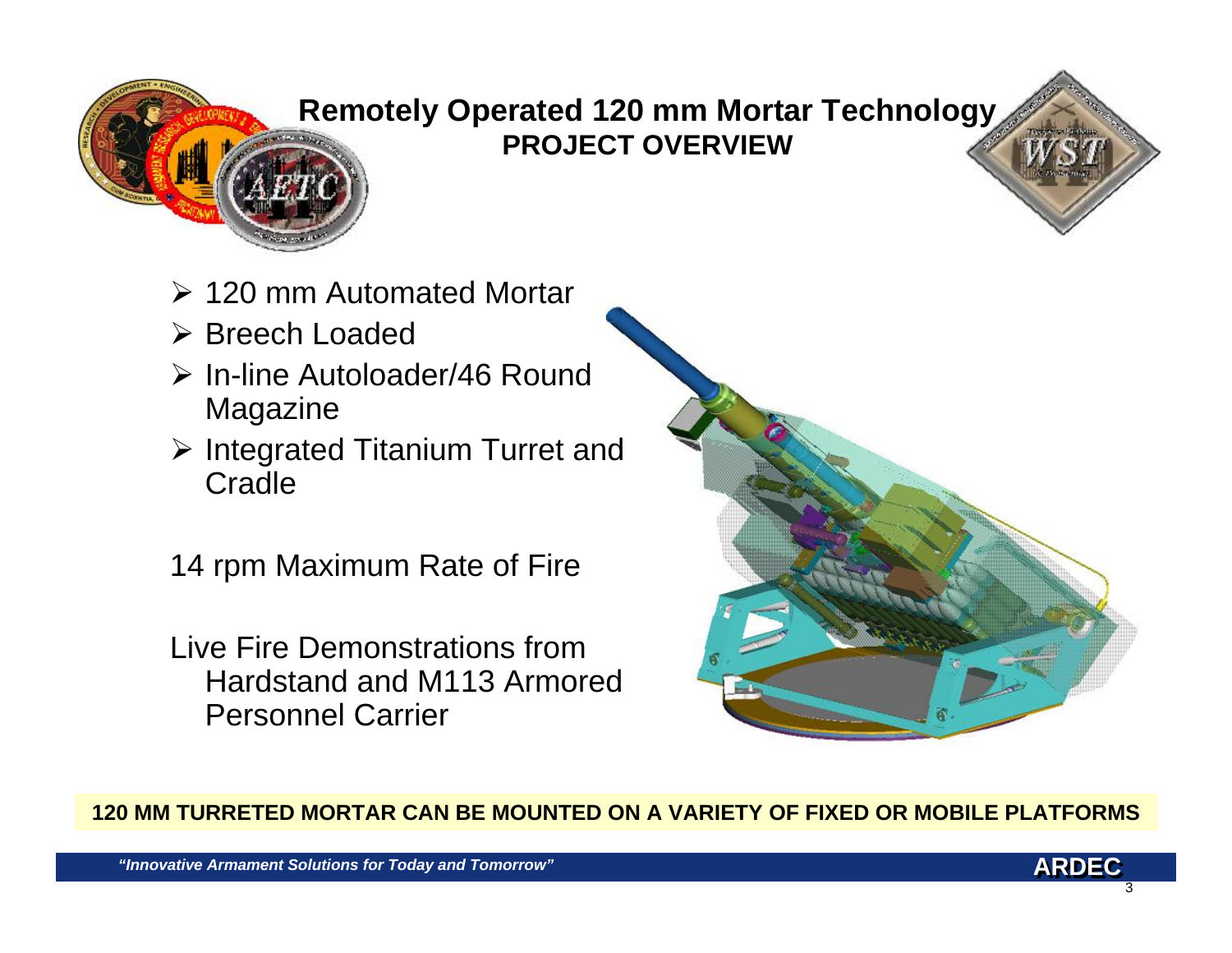# Remotely Operated 120 mm Mortar Technology

## PROJECT OVERVIEW

- 120 mm Automated Mortar
- Breech Loaded
- In-line Autoloader/46 Round Magazine
- Integrated Titanium Turret and Cradle

14 rpm Maximum Rate of Fire

Live Fire Demonstrations from Hardstand and M113 Armored Personnel Carrier

**120 MM TURRETED MORTAR CAN BE MOUNTED ON A VARIETY OF FIXED OR MOBILE PLATFORMS**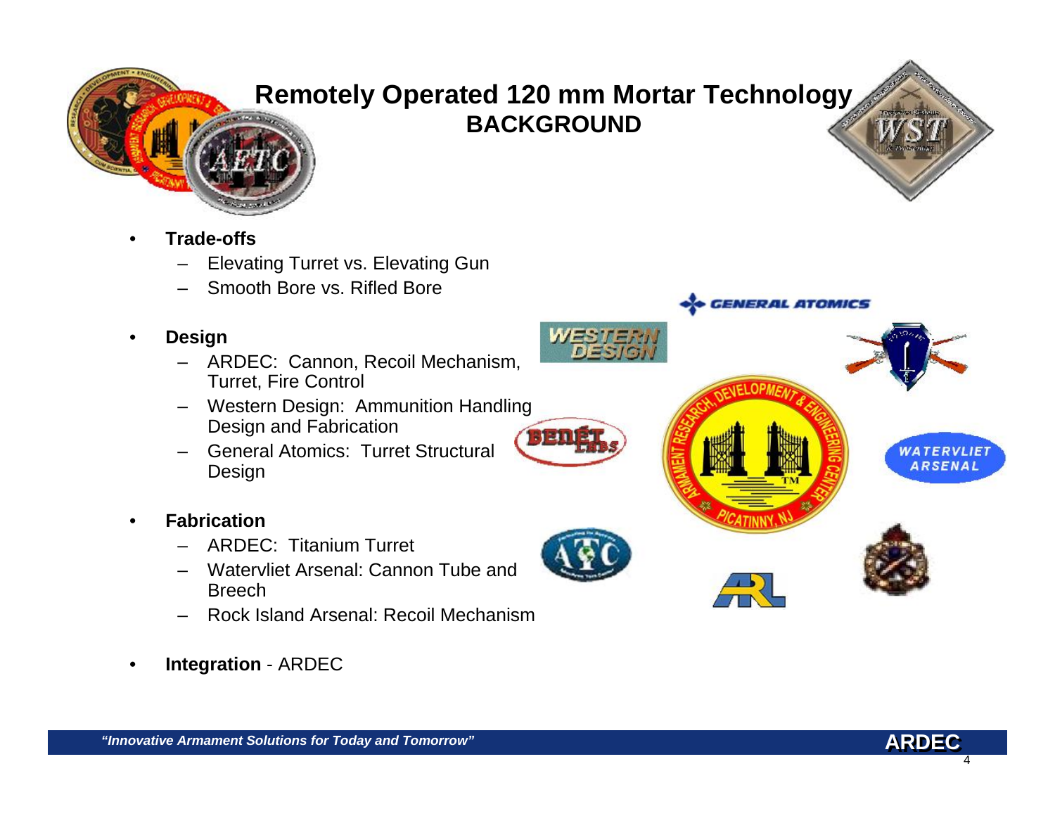# Remotely Operated 120 mm Mortar Technology
## BACKGROUND

- **Trade-offs**
  - Elevating Turret vs. Elevating Gun
  - Smooth Bore vs. Rifled Bore

- **Design**
  - ARDEC: Cannon, Recoil Mechanism, Turret, Fire Control
  - Western Design: Ammunition Handling Design and Fabrication
  - General Atomics: Turret Structural Design

- **Fabrication**
  - ARDEC: Titanium Turret
  - Watervliet Arsenal: Cannon Tube and Breech
  - Rock Island Arsenal: Recoil Mechanism

- **Integration** - ARDEC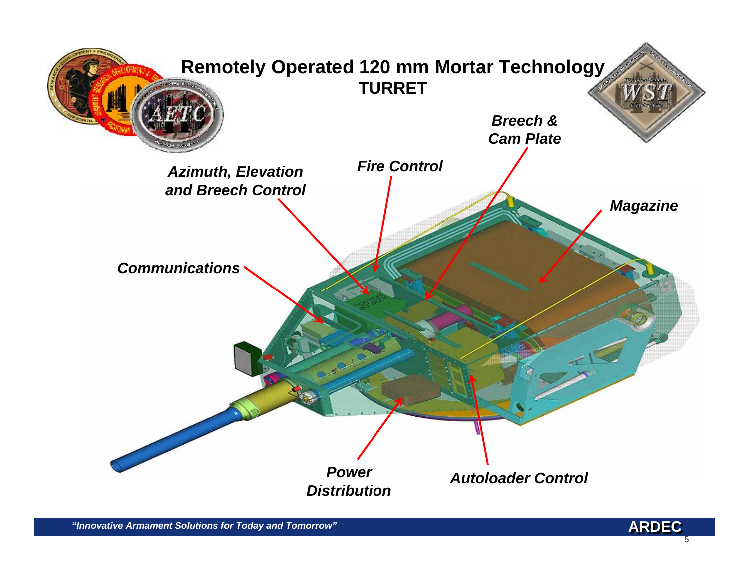# Remotely Operated 120 mm Mortar Technology

## TURRET

*Azimuth, Elevation and Breech Control*

*Fire Control*

*Breech & Cam Plate*

*Magazine*

*Communications*

*Power Distribution*

*Autoloader Control*

*"Innovative Armament Solutions for Today and Tomorrow"*

**ARDEC**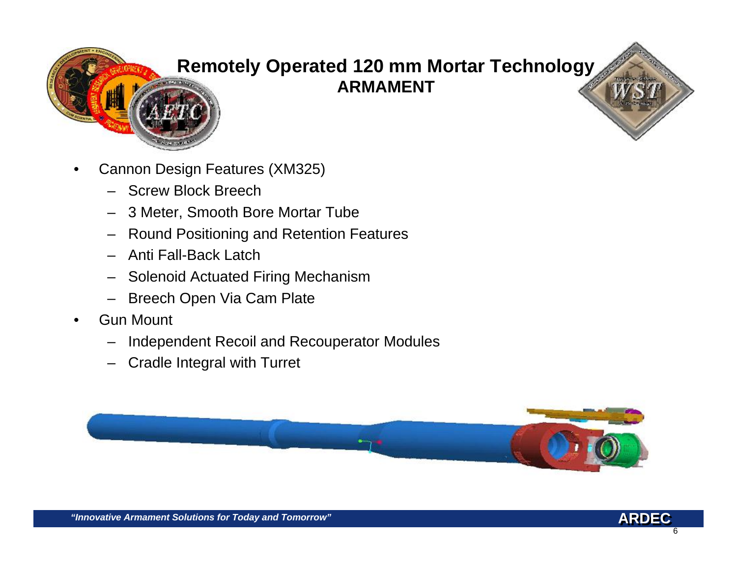# Remotely Operated 120 mm Mortar Technology

## ARMAMENT

- Cannon Design Features (XM325)
  - Screw Block Breech
  - 3 Meter, Smooth Bore Mortar Tube
  - Round Positioning and Retention Features
  - Anti Fall-Back Latch
  - Solenoid Actuated Firing Mechanism
  - Breech Open Via Cam Plate
- Gun Mount
  - Independent Recoil and Recouperator Modules
  - Cradle Integral with Turret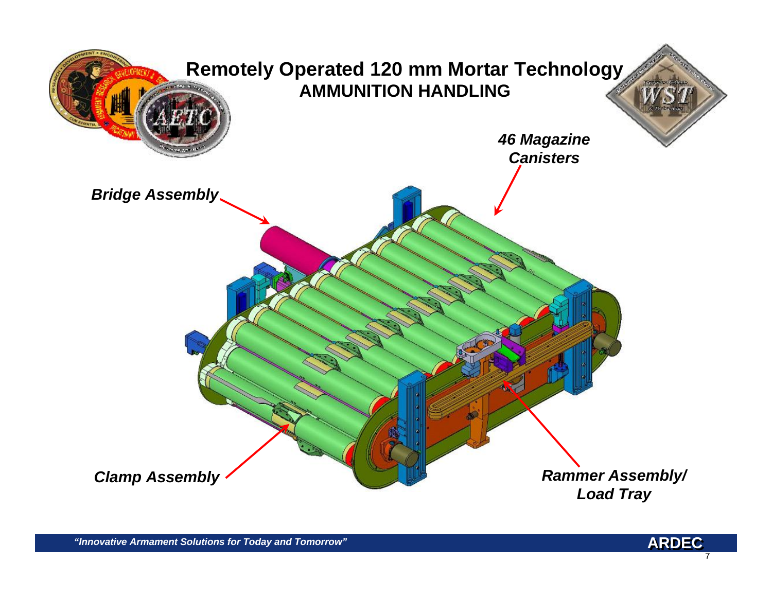# Remotely Operated 120 mm Mortar Technology

## AMMUNITION HANDLING

*46 Magazine Canisters*

*Bridge Assembly*

*Clamp Assembly*

*Rammer Assembly/ Load Tray*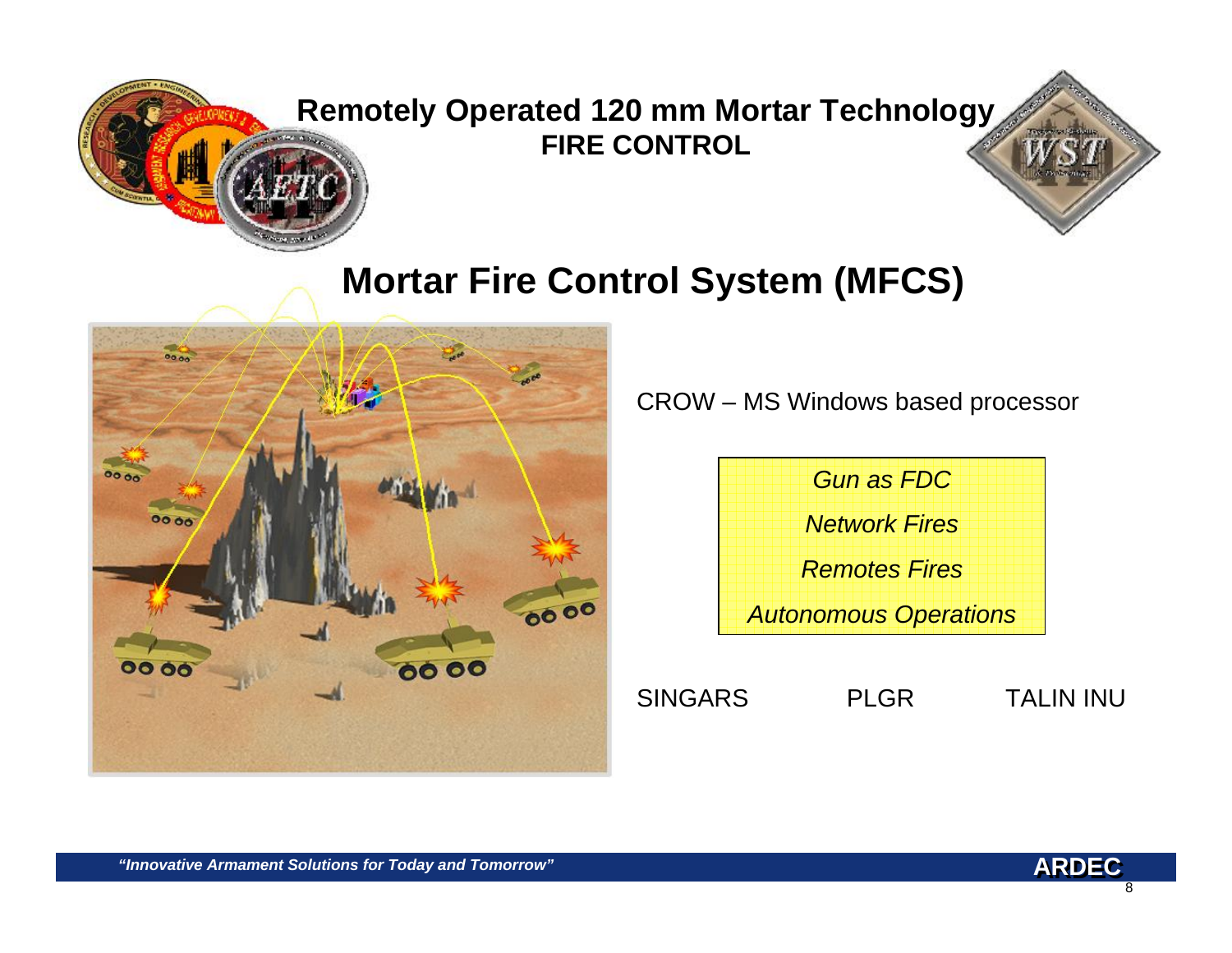## Remotely Operated 120 mm Mortar Technology
### FIRE CONTROL

# Mortar Fire Control System (MFCS)

CROW – MS Windows based processor

*Gun as FDC*

*Network Fires*

*Remotes Fires*

*Autonomous Operations*

SINGARS PLGR TALIN INU

***"Innovative Armament Solutions for Today and Tomorrow"***

**ARDEC**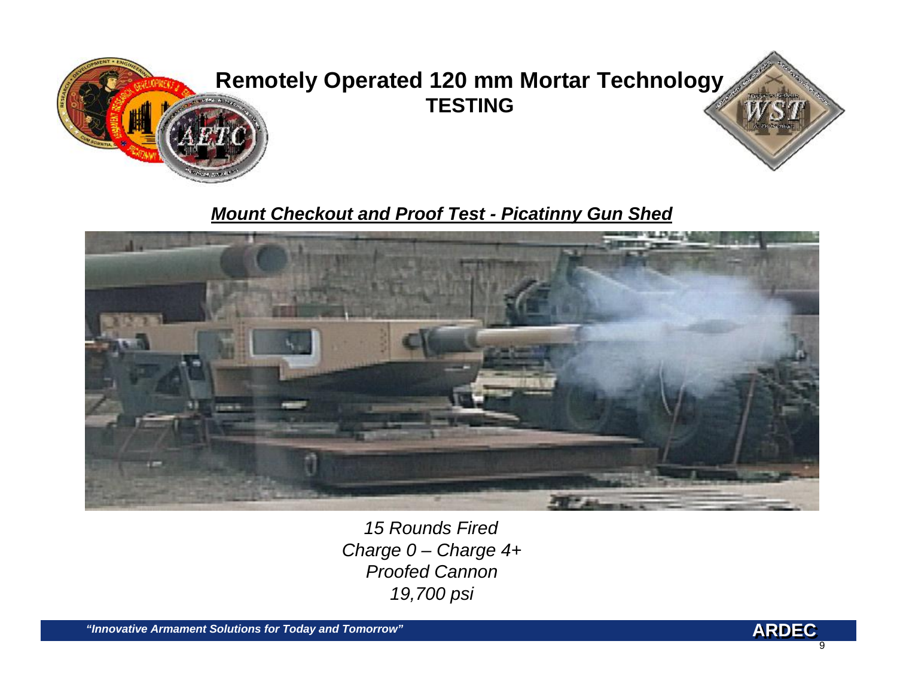# Remotely Operated 120 mm Mortar Technology

## TESTING

***Mount Checkout and Proof Test - Picatinny Gun Shed***

*15 Rounds Fired*
*Charge 0 – Charge 4+*
*Proofed Cannon*
*19,700 psi*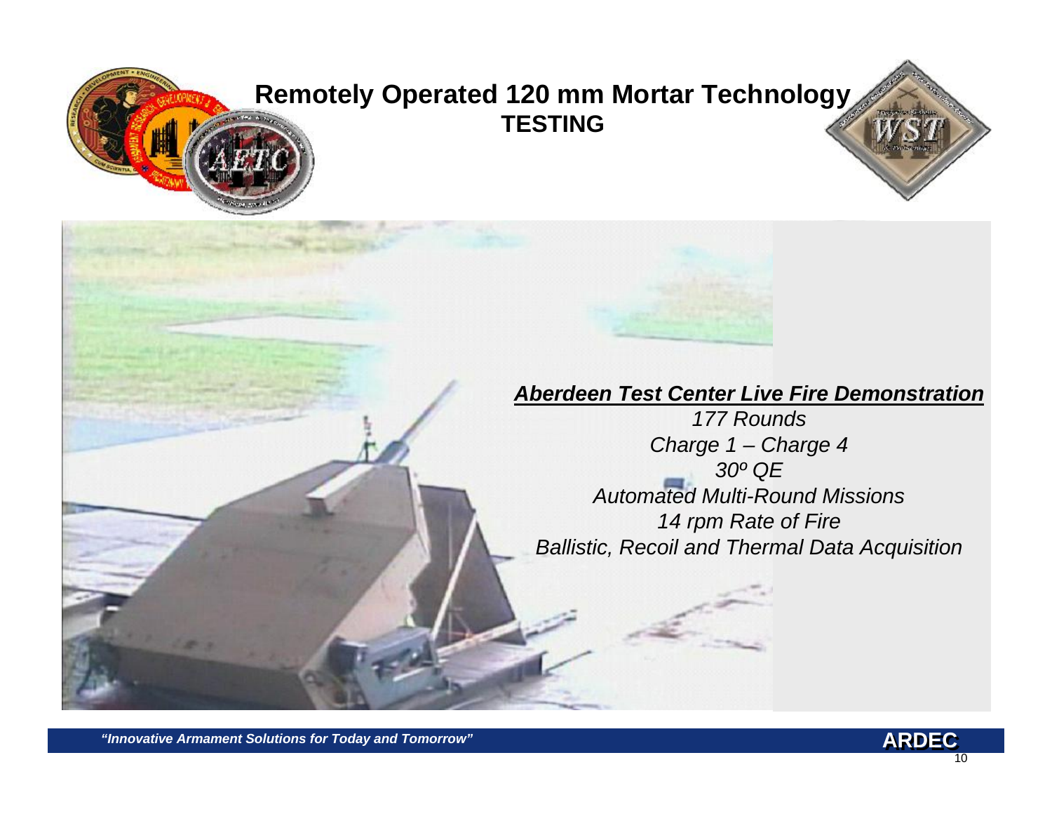# Remotely Operated 120 mm Mortar Technology

## TESTING

***<u>Aberdeen Test Center Live Fire Demonstration</u>***

*177 Rounds*

*Charge 1 – Charge 4*

*30º QE*

*Automated Multi-Round Missions*

*14 rpm Rate of Fire*

*Ballistic, Recoil and Thermal Data Acquisition*

***"Innovative Armament Solutions for Today and Tomorrow"***

**ARDEC**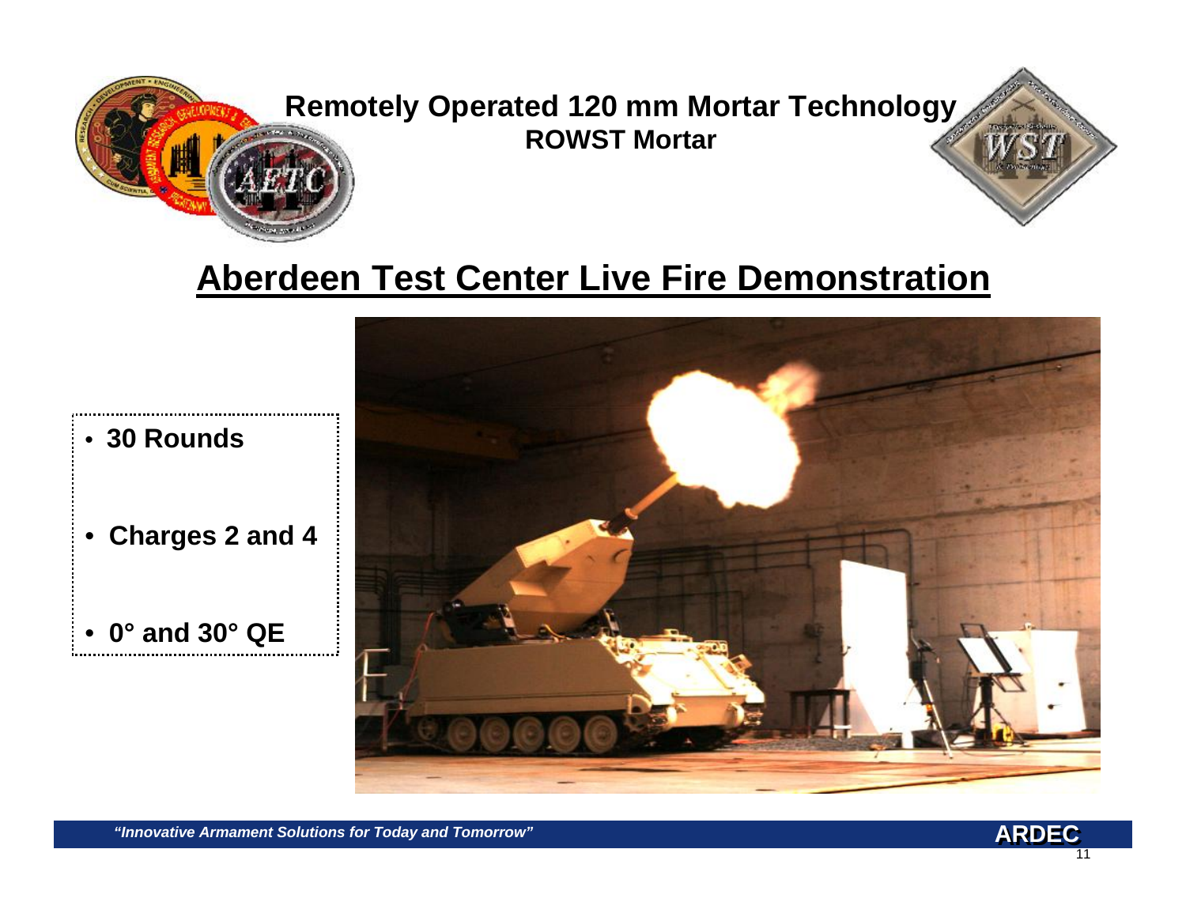# Remotely Operated 120 mm Mortar Technology

### ROWST Mortar

## Aberdeen Test Center Live Fire Demonstration

- **30 Rounds**
- **Charges 2 and 4**
- **0° and 30° QE**

*"Innovative Armament Solutions for Today and Tomorrow"*

**ARDEC**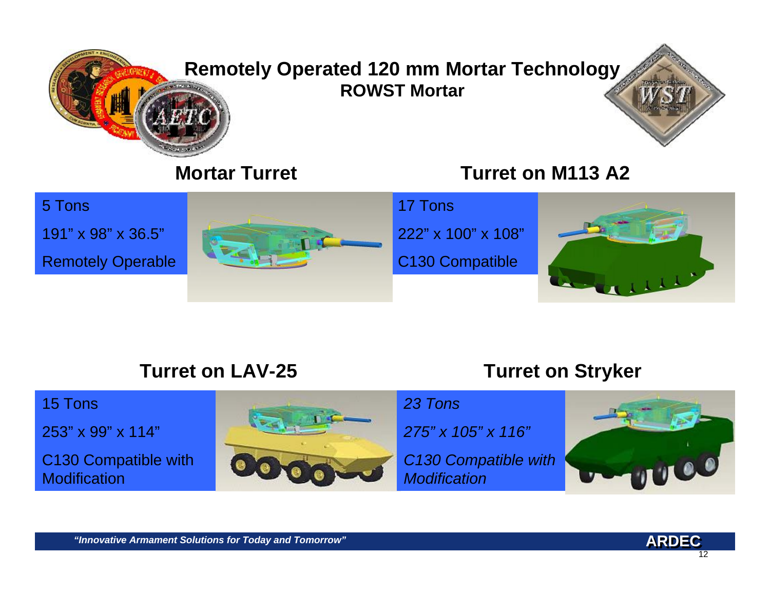# Remotely Operated 120 mm Mortar Technology

## ROWST Mortar

### Mortar Turret

5 Tons

191" x 98" x 36.5"

Remotely Operable

### Turret on M113 A2

17 Tons

222" x 100" x 108"

C130 Compatible

### Turret on LAV-25

15 Tons

253" x 99" x 114"

C130 Compatible with Modification

### Turret on Stryker

*23 Tons*

*275" x 105" x 116"*

*C130 Compatible with Modification*

***"Innovative Armament Solutions for Today and Tomorrow"***

**ARDEC**